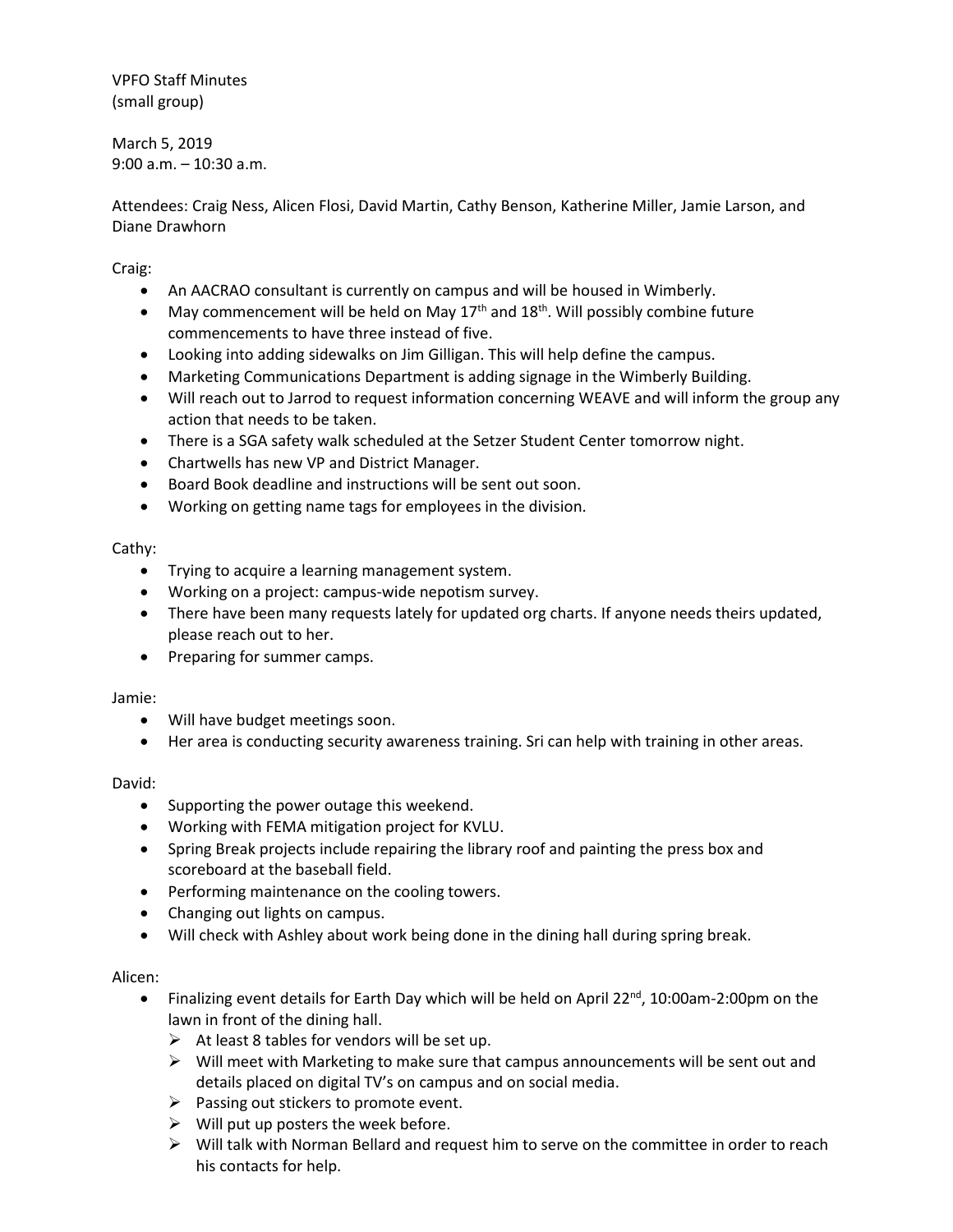VPFO Staff Minutes
(small group)

March 5, 2019
9:00 a.m. – 10:30 a.m.

Attendees: Craig Ness, Alicen Flosi, David Martin, Cathy Benson, Katherine Miller, Jamie Larson, and Diane Drawhorn

Craig:

- An AACRAO consultant is currently on campus and will be housed in Wimberly.
- May commencement will be held on May 17th and 18th. Will possibly combine future commencements to have three instead of five.
- Looking into adding sidewalks on Jim Gilligan. This will help define the campus.
- Marketing Communications Department is adding signage in the Wimberly Building.
- Will reach out to Jarrod to request information concerning WEAVE and will inform the group any action that needs to be taken.
- There is a SGA safety walk scheduled at the Setzer Student Center tomorrow night.
- Chartwells has new VP and District Manager.
- Board Book deadline and instructions will be sent out soon.
- Working on getting name tags for employees in the division.

Cathy:

- Trying to acquire a learning management system.
- Working on a project: campus-wide nepotism survey.
- There have been many requests lately for updated org charts. If anyone needs theirs updated, please reach out to her.
- Preparing for summer camps.

Jamie:

- Will have budget meetings soon.
- Her area is conducting security awareness training. Sri can help with training in other areas.

David:

- Supporting the power outage this weekend.
- Working with FEMA mitigation project for KVLU.
- Spring Break projects include repairing the library roof and painting the press box and scoreboard at the baseball field.
- Performing maintenance on the cooling towers.
- Changing out lights on campus.
- Will check with Ashley about work being done in the dining hall during spring break.

Alicen:

- Finalizing event details for Earth Day which will be held on April 22nd, 10:00am-2:00pm on the lawn in front of the dining hall.
  - At least 8 tables for vendors will be set up.
  - Will meet with Marketing to make sure that campus announcements will be sent out and details placed on digital TV's on campus and on social media.
  - Passing out stickers to promote event.
  - Will put up posters the week before.
  - Will talk with Norman Bellard and request him to serve on the committee in order to reach his contacts for help.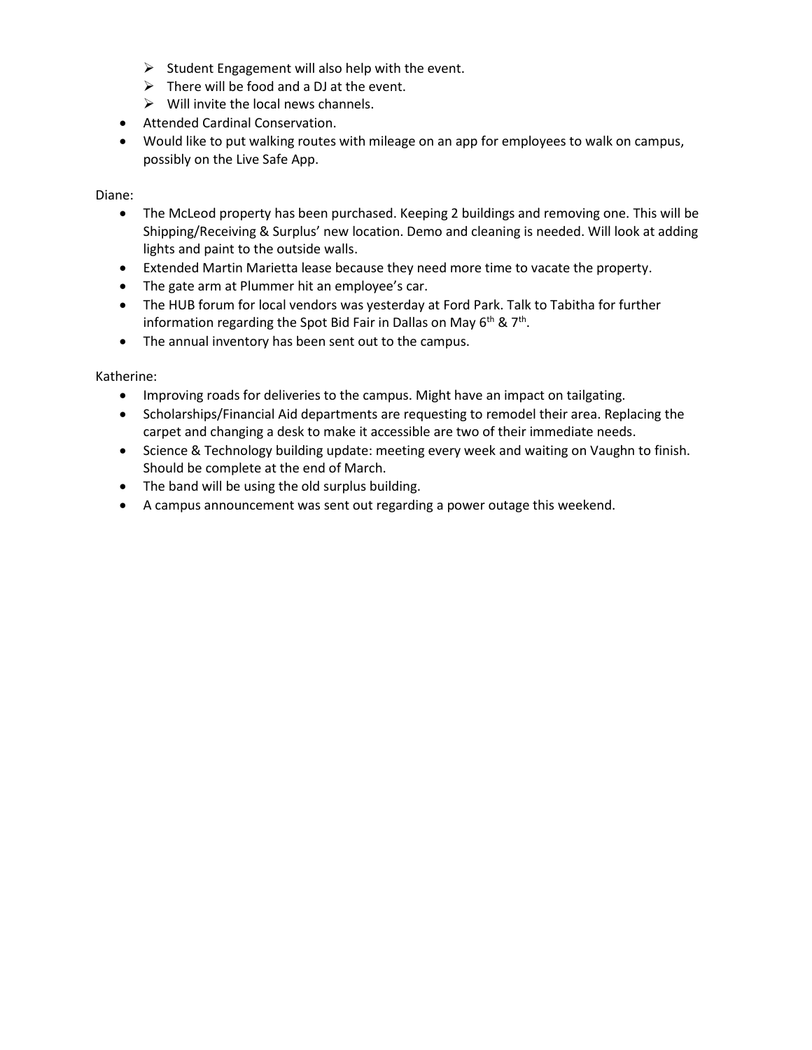- Student Engagement will also help with the event.
    - There will be food and a DJ at the event.
    - Will invite the local news channels.
- Attended Cardinal Conservation.
- Would like to put walking routes with mileage on an app for employees to walk on campus, possibly on the Live Safe App.

Diane:

- The McLeod property has been purchased. Keeping 2 buildings and removing one. This will be Shipping/Receiving & Surplus' new location. Demo and cleaning is needed. Will look at adding lights and paint to the outside walls.
- Extended Martin Marietta lease because they need more time to vacate the property.
- The gate arm at Plummer hit an employee's car.
- The HUB forum for local vendors was yesterday at Ford Park. Talk to Tabitha for further information regarding the Spot Bid Fair in Dallas on May 6th & 7th.
- The annual inventory has been sent out to the campus.

Katherine:

- Improving roads for deliveries to the campus. Might have an impact on tailgating.
- Scholarships/Financial Aid departments are requesting to remodel their area. Replacing the carpet and changing a desk to make it accessible are two of their immediate needs.
- Science & Technology building update: meeting every week and waiting on Vaughn to finish. Should be complete at the end of March.
- The band will be using the old surplus building.
- A campus announcement was sent out regarding a power outage this weekend.